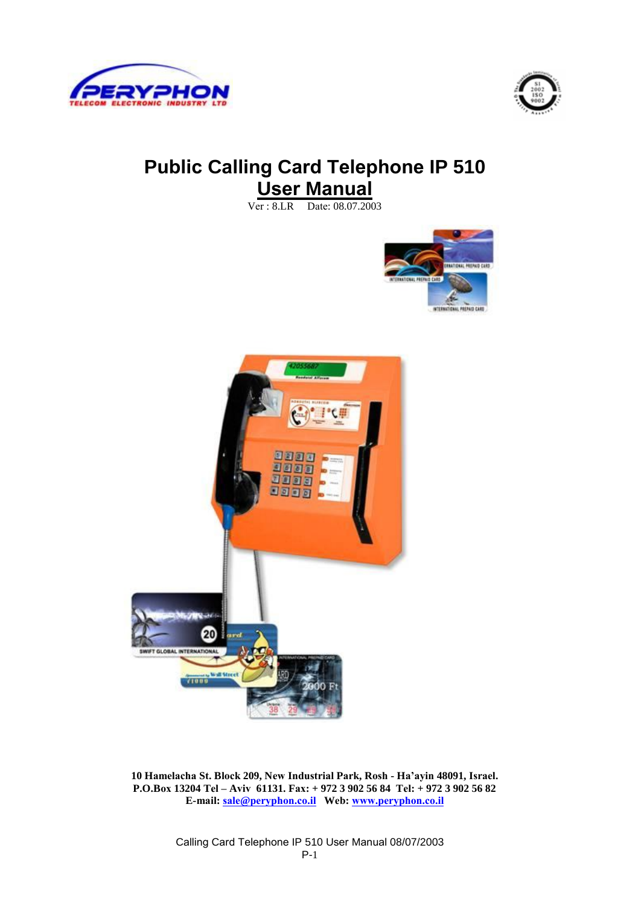# Public Calling Card Telephone IP 510

## User Manual

Ver : 8.LR    Date: 08.07.2003

**10 Hamelacha St. Block 209, New Industrial Park, Rosh - Ha'ayin 48091, Israel.**
**P.O.Box 13204 Tel – Aviv 61131. Fax: + 972 3 902 56 84 Tel: + 972 3 902 56 82**
**E-mail: sale@peryphon.co.il Web: www.peryphon.co.il**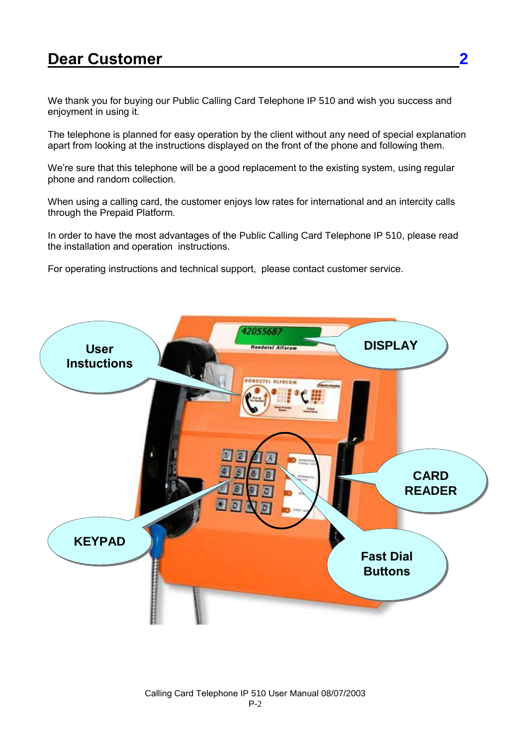## Dear Customer

We thank you for buying our Public Calling Card Telephone IP 510 and wish you success and enjoyment in using it.

The telephone is planned for easy operation by the client without any need of special explanation apart from looking at the instructions displayed on the front of the phone and following them.

We're sure that this telephone will be a good replacement to the existing system, using regular phone and random collection.

When using a calling card, the customer enjoys low rates for international and an intercity calls through the Prepaid Platform.

In order to have the most advantages of the Public Calling Card Telephone IP 510, please read the installation and operation instructions.

For operating instructions and technical support, please contact customer service.

User Instuctions

DISPLAY

CARD READER

KEYPAD

Fast Dial Buttons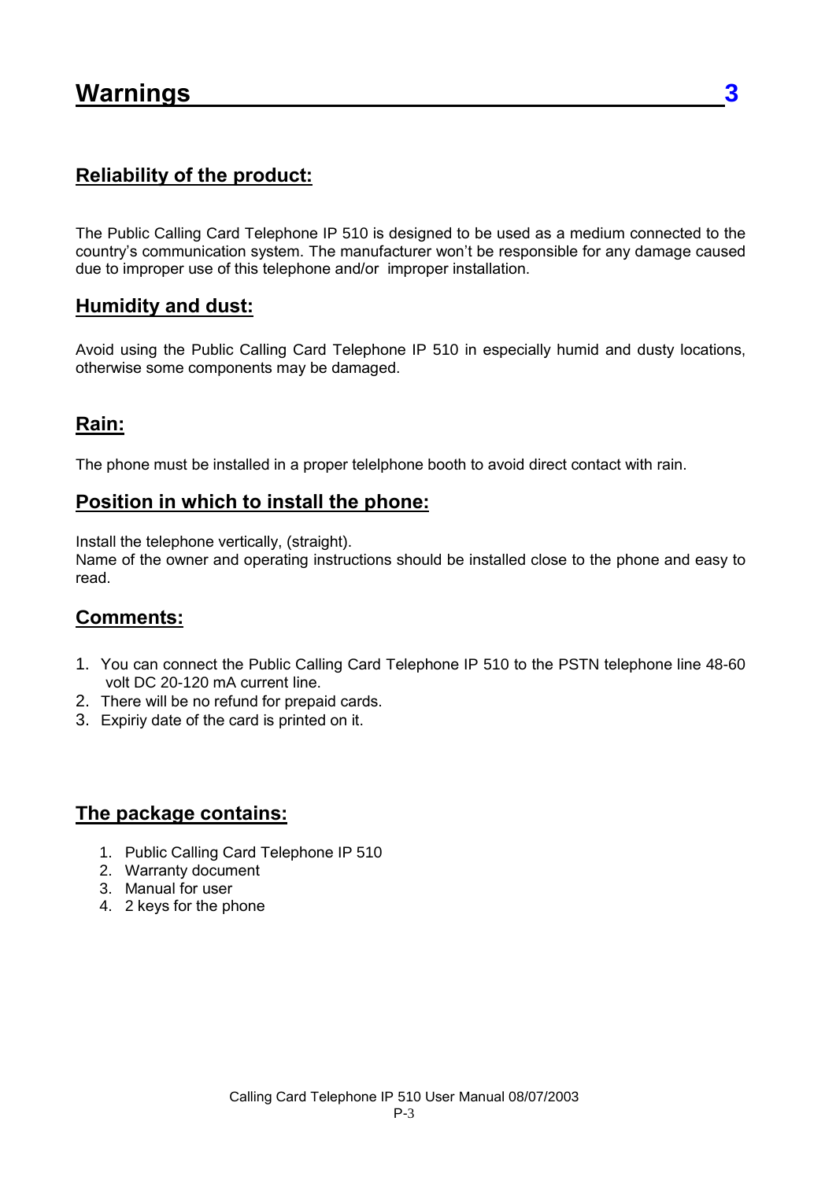# Warnings 3

## Reliability of the product:

The Public Calling Card Telephone IP 510 is designed to be used as a medium connected to the country's communication system. The manufacturer won't be responsible for any damage caused due to improper use of this telephone and/or improper installation.

## Humidity and dust:

Avoid using the Public Calling Card Telephone IP 510 in especially humid and dusty locations, otherwise some components may be damaged.

## Rain:

The phone must be installed in a proper telelphone booth to avoid direct contact with rain.

## Position in which to install the phone:

Install the telephone vertically, (straight).
Name of the owner and operating instructions should be installed close to the phone and easy to read.

## Comments:

1. You can connect the Public Calling Card Telephone IP 510 to the PSTN telephone line 48-60 volt DC 20-120 mA current line.
2. There will be no refund for prepaid cards.
3. Expiriy date of the card is printed on it.

## The package contains:

1. Public Calling Card Telephone IP 510
2. Warranty document
3. Manual for user
4. 2 keys for the phone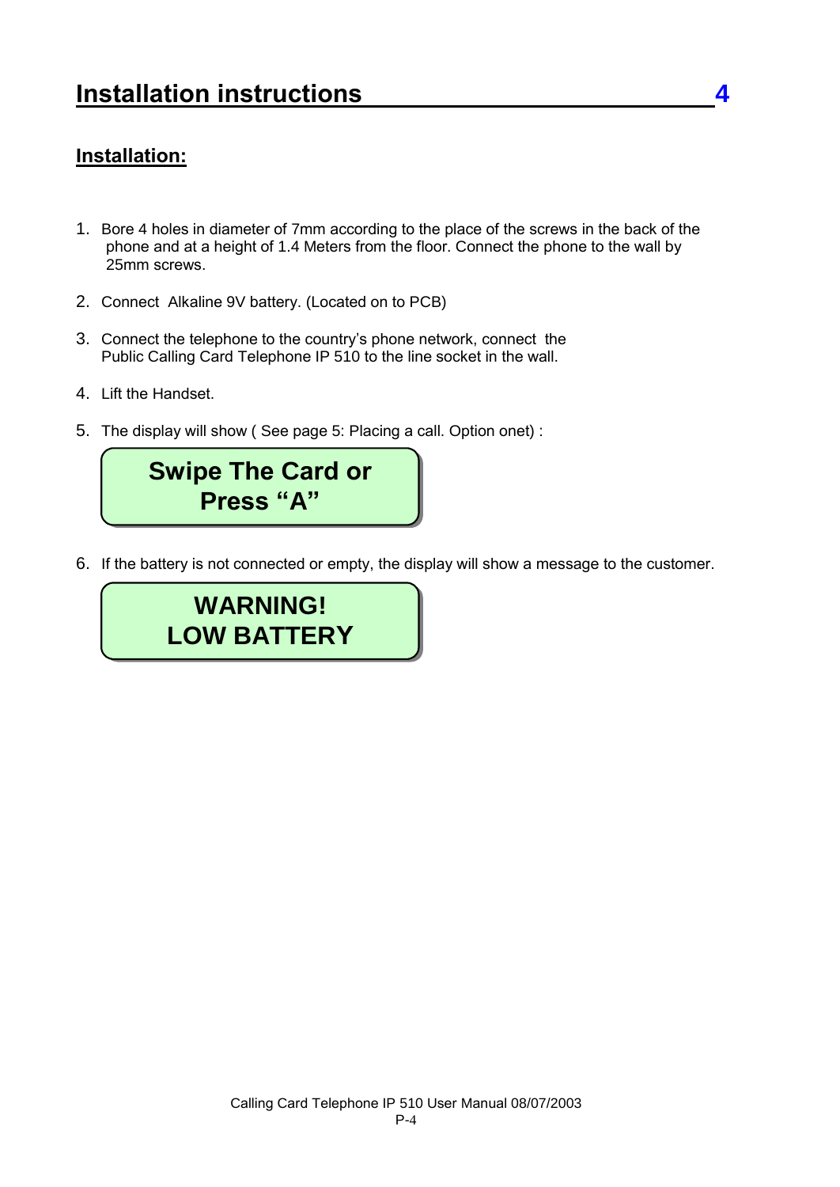# Installation instructions

## Installation:

1. Bore 4 holes in diameter of 7mm according to the place of the screws in the back of the phone and at a height of 1.4 Meters from the floor. Connect the phone to the wall by 25mm screws.

2. Connect Alkaline 9V battery. (Located on to PCB)

3. Connect the telephone to the country's phone network, connect the Public Calling Card Telephone IP 510 to the line socket in the wall.

4. Lift the Handset.

5. The display will show ( See page 5: Placing a call. Option onet) :

   **Swipe The Card or Press "A"**

6. If the battery is not connected or empty, the display will show a message to the customer.

   **WARNING! LOW BATTERY**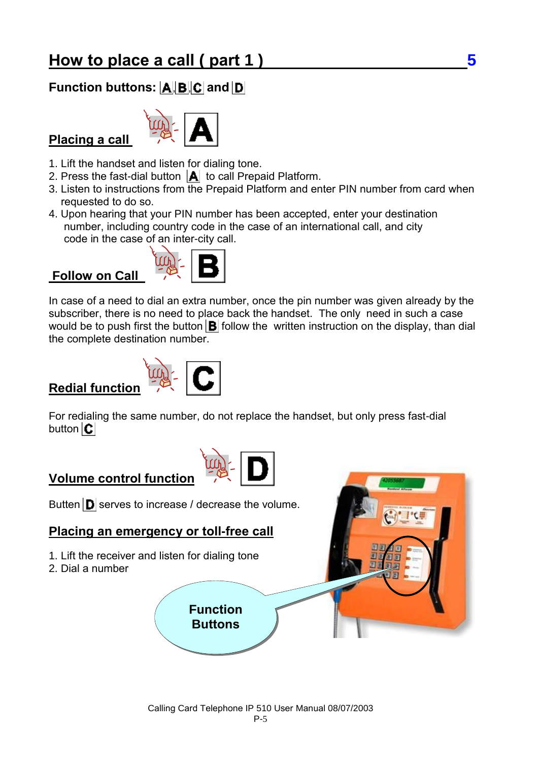## How to place a call ( part 1 )

### Function buttons: A, B, C and D

### Placing a call A

1. Lift the handset and listen for dialing tone.
2. Press the fast-dial button A to call Prepaid Platform.
3. Listen to instructions from the Prepaid Platform and enter PIN number from card when requested to do so.
4. Upon hearing that your PIN number has been accepted, enter your destination number, including country code in the case of an international call, and city code in the case of an inter-city call.

### Follow on Call B

In case of a need to dial an extra number, once the pin number was given already by the subscriber, there is no need to place back the handset. The only need in such a case would be to push first the button B follow the written instruction on the display, than dial the complete destination number.

### Redial function C

For redialing the same number, do not replace the handset, but only press fast-dial button C

### Volume control function D

Butten D serves to increase / decrease the volume.

### Placing an emergency or toll-free call

1. Lift the receiver and listen for dialing tone
2. Dial a number

Function Buttons

Calling Card Telephone IP 510 User Manual 08/07/2003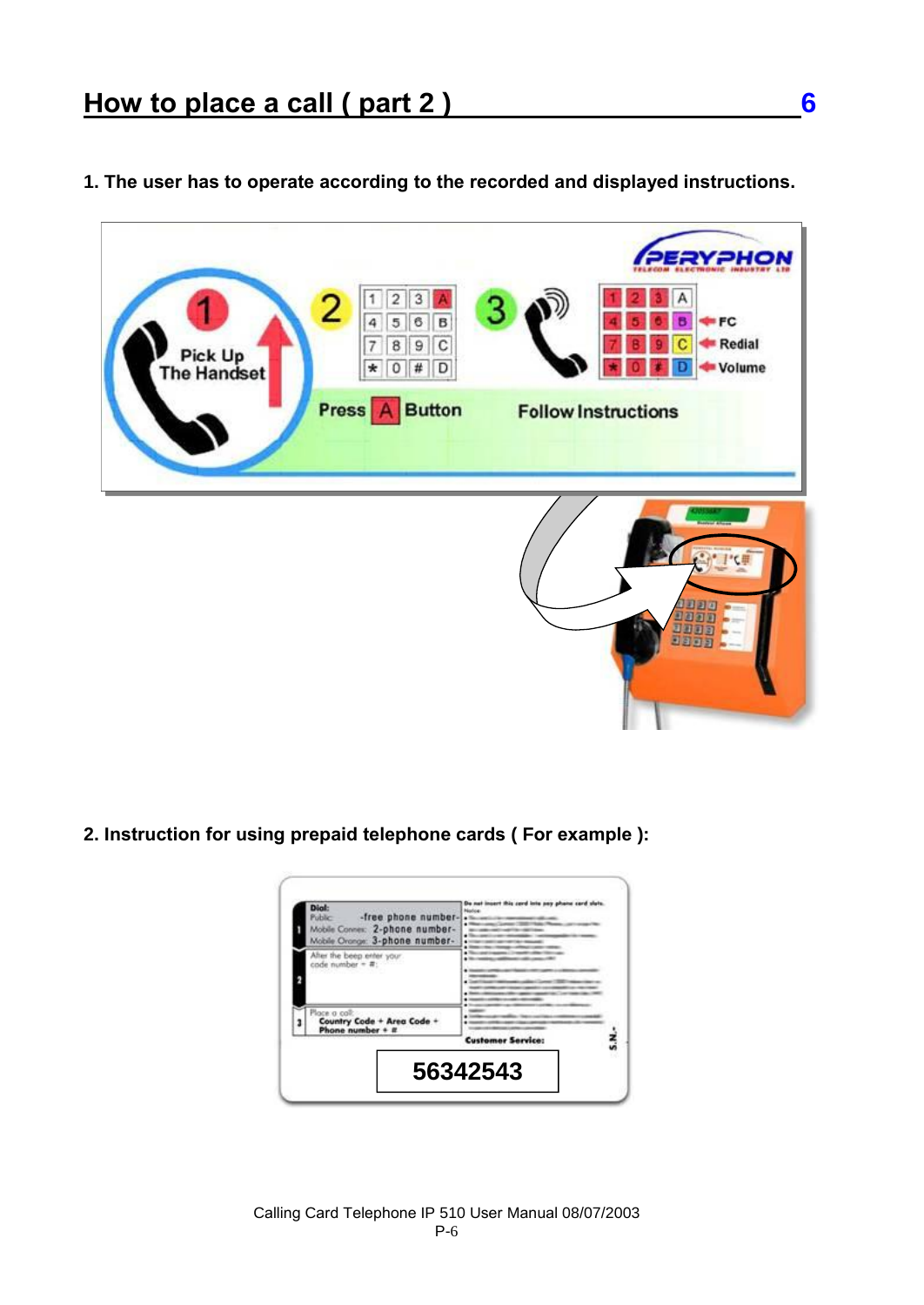## How to place a call ( part 2 )

**1. The user has to operate according to the recorded and displayed instructions.**

**2. Instruction for using prepaid telephone cards ( For example ):**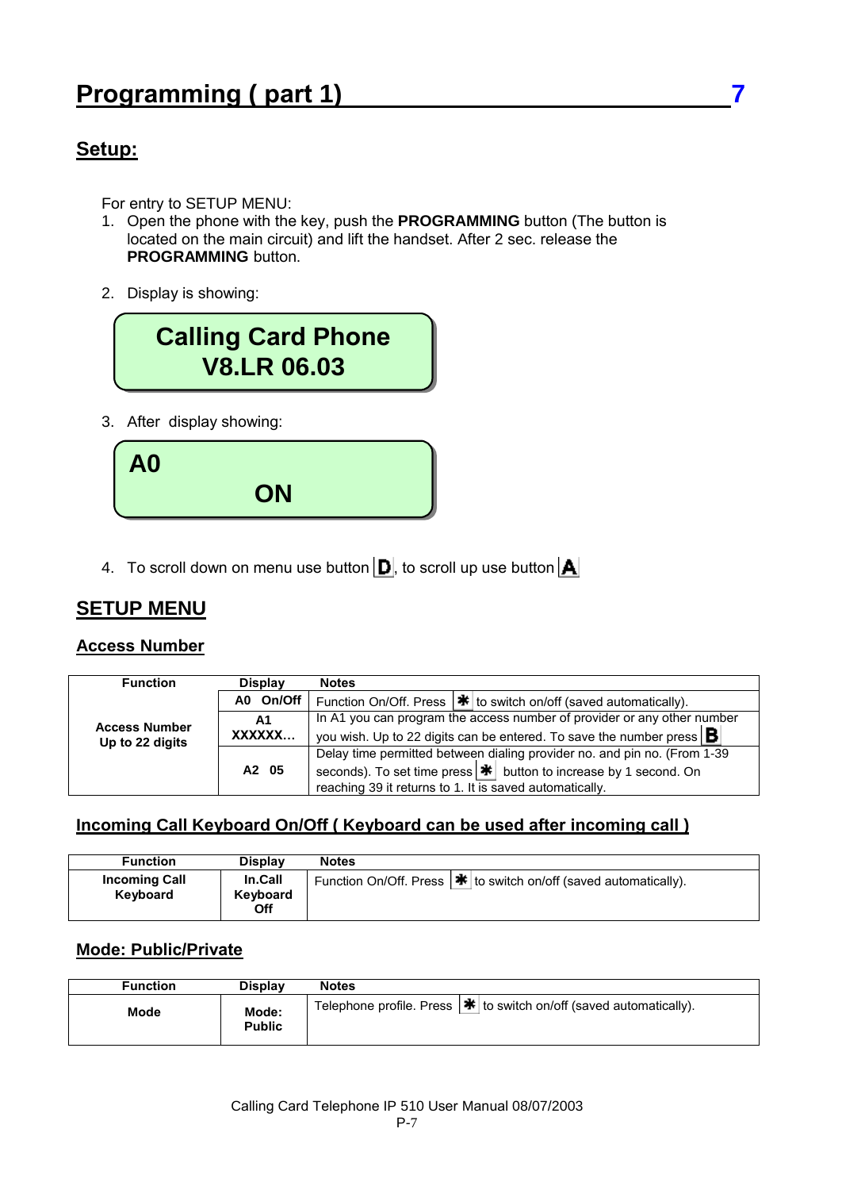# Programming ( part 1)

## Setup:

For entry to SETUP MENU:

1. Open the phone with the key, push the **PROGRAMMING** button (The button is located on the main circuit) and lift the handset. After 2 sec. release the **PROGRAMMING** button.

2. Display is showing:

```
Calling Card Phone
V8.LR 06.03
```

3. After display showing:

```
A0
ON
```

4. To scroll down on menu use button **D**, to scroll up use button **A**

## SETUP MENU

### Access Number

| Function | Display | Notes |
|---|---|---|
| Access Number Up to 22 digits | A0 On/Off | Function On/Off. Press * to switch on/off (saved automatically). |
| | A1 XXXXXX… | In A1 you can program the access number of provider or any other number you wish. Up to 22 digits can be entered. To save the number press **B** |
| | A2 05 | Delay time permitted between dialing provider no. and pin no. (From 1-39 seconds). To set time press * button to increase by 1 second. On reaching 39 it returns to 1. It is saved automatically. |

### Incoming Call Keyboard On/Off ( Keyboard can be used after incoming call )

| Function | Display | Notes |
|---|---|---|
| Incoming Call Keyboard | In.Call Keyboard Off | Function On/Off. Press * to switch on/off (saved automatically). |

### Mode: Public/Private

| Function | Display | Notes |
|---|---|---|
| Mode | Mode: Public | Telephone profile. Press * to switch on/off (saved automatically). |

Calling Card Telephone IP 510 User Manual 08/07/2003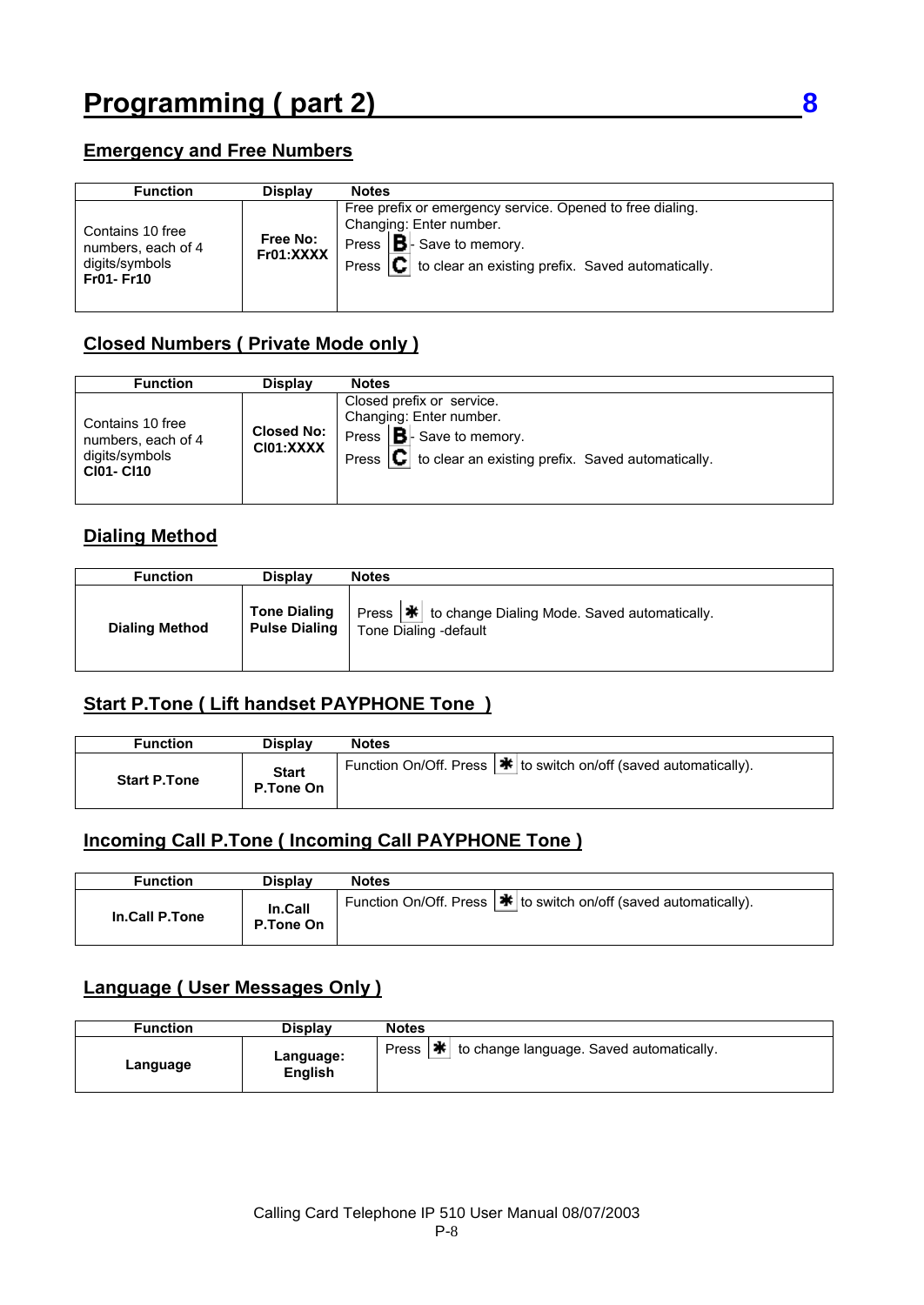# Programming ( part 2)

## Emergency and Free Numbers

| Function | Display | Notes |
|---|---|---|
| Contains 10 free numbers, each of 4 digits/symbols **Fr01- Fr10** | **Free No: Fr01:XXXX** | Free prefix or emergency service. Opened to free dialing.<br>Changing: Enter number.<br>Press **B** - Save to memory.<br>Press **C** to clear an existing prefix. Saved automatically. |

## Closed Numbers ( Private Mode only )

| Function | Display | Notes |
|---|---|---|
| Contains 10 free numbers, each of 4 digits/symbols **Cl01- Cl10** | **Closed No: Cl01:XXXX** | Closed prefix or service.<br>Changing: Enter number.<br>Press **B** - Save to memory.<br>Press **C** to clear an existing prefix. Saved automatically. |

## Dialing Method

| Function | Display | Notes |
|---|---|---|
| **Dialing Method** | **Tone Dialing**<br>**Pulse Dialing** | Press * to change Dialing Mode. Saved automatically.<br>Tone Dialing -default |

## Start P.Tone ( Lift handset PAYPHONE Tone )

| Function | Display | Notes |
|---|---|---|
| **Start P.Tone** | **Start P.Tone On** | Function On/Off. Press * to switch on/off (saved automatically). |

## Incoming Call P.Tone ( Incoming Call PAYPHONE Tone )

| Function | Display | Notes |
|---|---|---|
| **In.Call P.Tone** | **In.Call P.Tone On** | Function On/Off. Press * to switch on/off (saved automatically). |

## Language ( User Messages Only )

| Function | Display | Notes |
|---|---|---|
| **Language** | **Language: English** | Press * to change language. Saved automatically. |